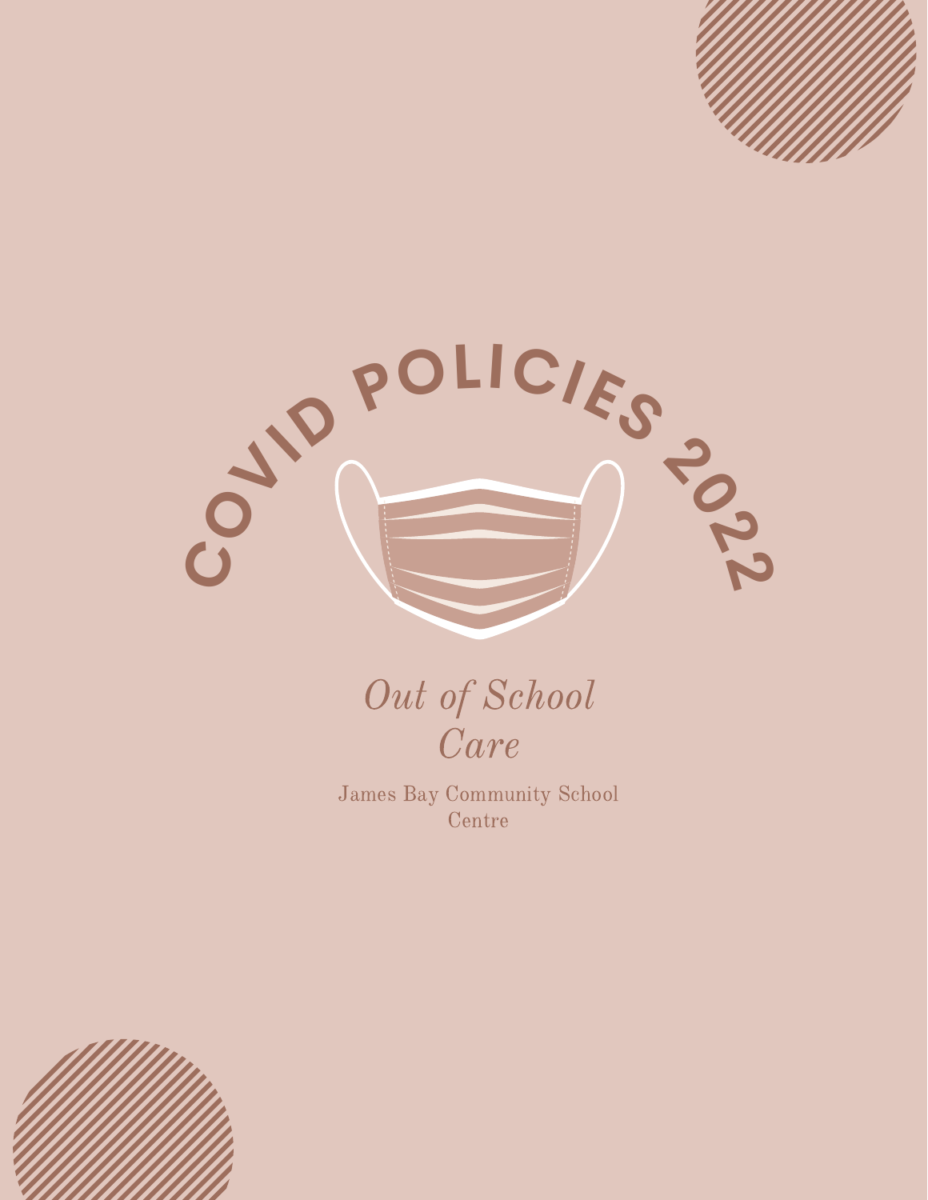# COVID POLICIES 2022

*Out of School Care*

James Bay Community School Centre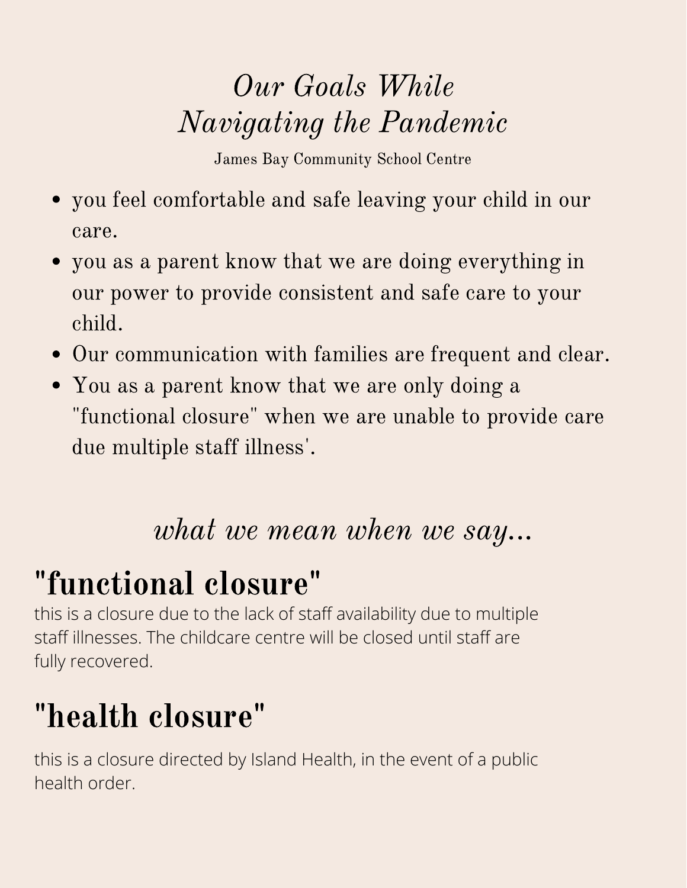# *Our Goals While Navigating the Pandemic*

James Bay Community School Centre

- you feel comfortable and safe leaving your child in our care.
- you as a parent know that we are doing everything in our power to provide consistent and safe care to your child.
- Our communication with families are frequent and clear.
- You as a parent know that we are only doing a "functional closure" when we are unable to provide care due multiple staff illness'.

## *what we mean when we say...*

## "functional closure"

this is a closure due to the lack of staff availability due to multiple staff illnesses. The childcare centre will be closed until staff are fully recovered.

## "health closure"

this is a closure directed by Island Health, in the event of a public health order.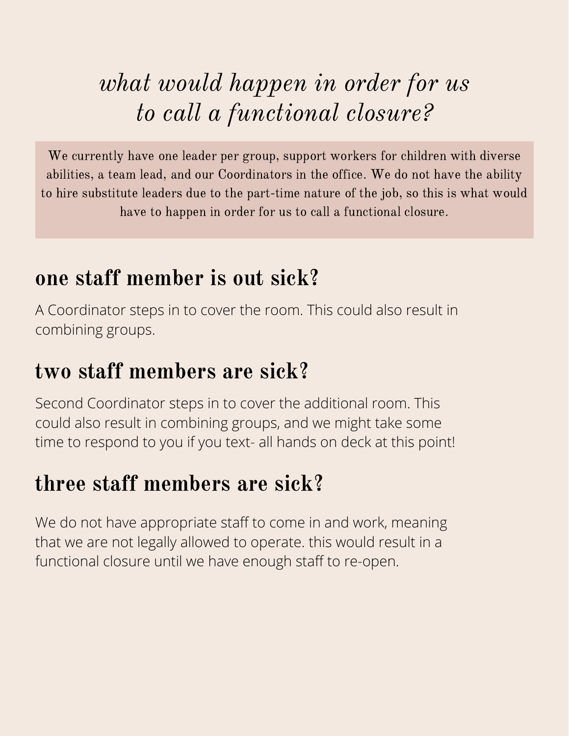# *what would happen in order for us to call a functional closure?*

We currently have one leader per group, support workers for children with diverse abilities, a team lead, and our Coordinators in the office. We do not have the ability to hire substitute leaders due to the part-time nature of the job, so this is what would have to happen in order for us to call a functional closure.

## one staff member is out sick?

A Coordinator steps in to cover the room. This could also result in combining groups.

## two staff members are sick?

Second Coordinator steps in to cover the additional room. This could also result in combining groups, and we might take some time to respond to you if you text- all hands on deck at this point!

## three staff members are sick?

We do not have appropriate staff to come in and work, meaning that we are not legally allowed to operate. this would result in a functional closure until we have enough staff to re-open.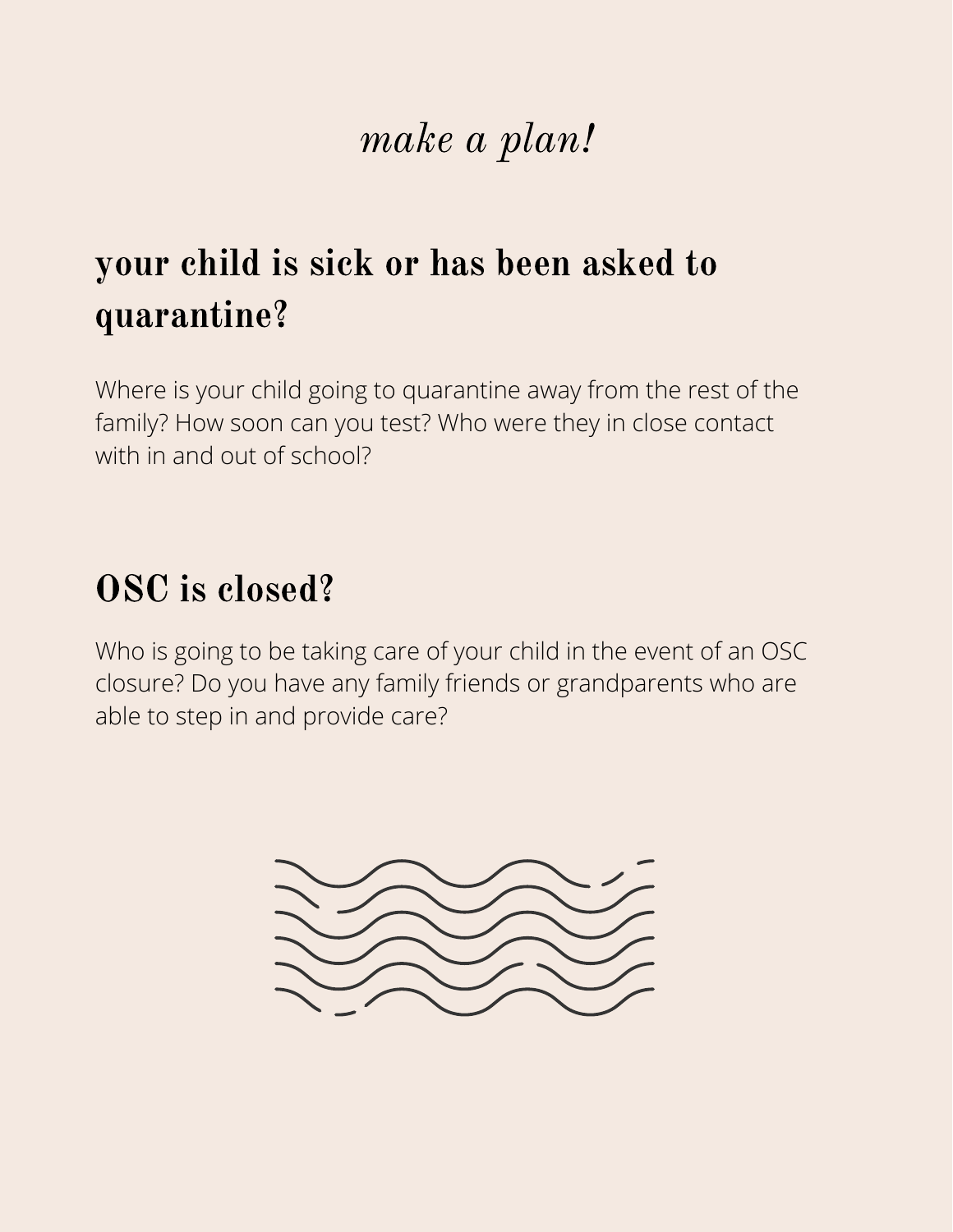# *make a plan!*

## your child is sick or has been asked to quarantine?

Where is your child going to quarantine away from the rest of the family? How soon can you test? Who were they in close contact with in and out of school?

## OSC is closed?

Who is going to be taking care of your child in the event of an OSC closure? Do you have any family friends or grandparents who are able to step in and provide care?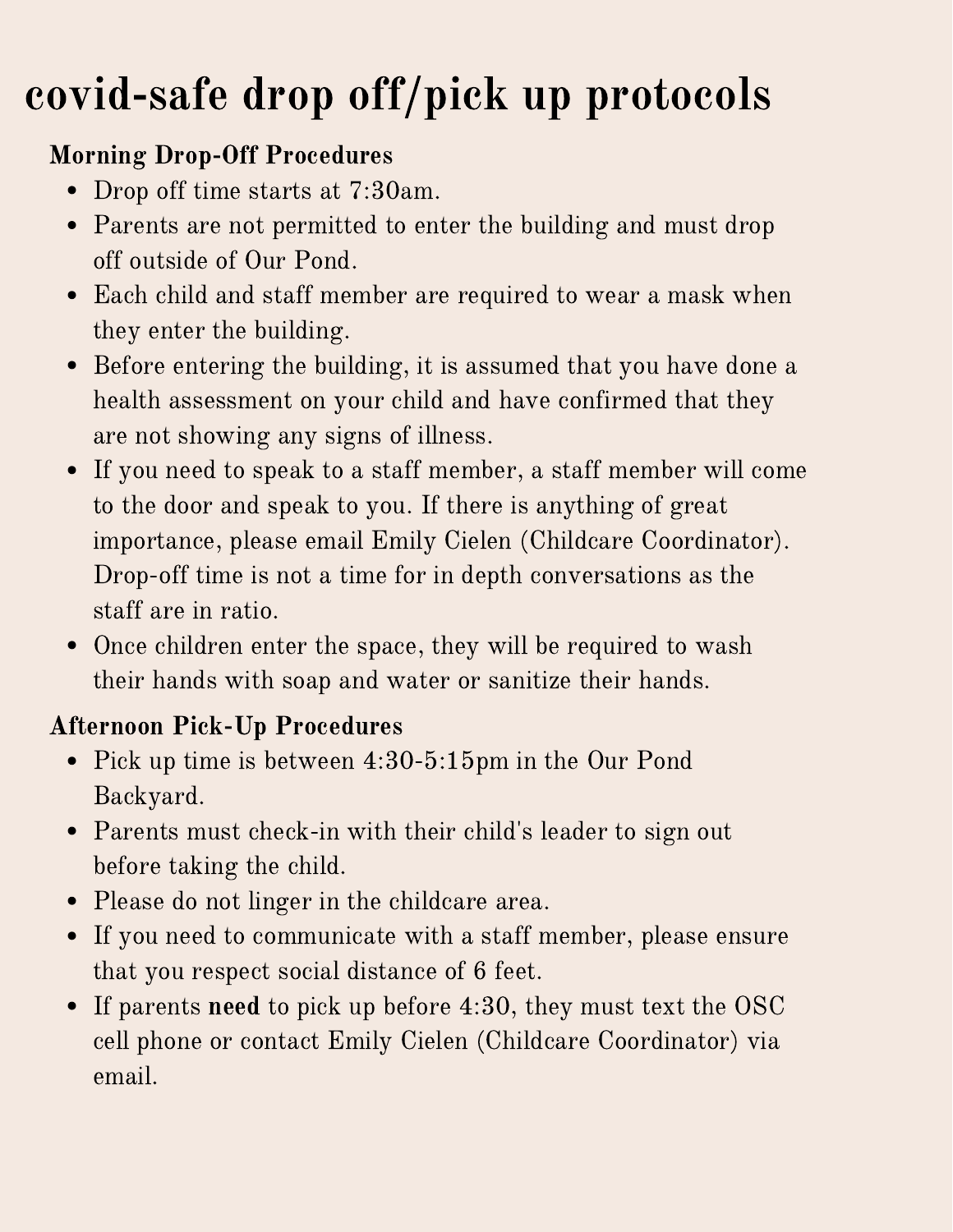# covid-safe drop off/pick up protocols

### Morning Drop-Off Procedures

- Drop off time starts at 7:30am.
- Parents are not permitted to enter the building and must drop off outside of Our Pond.
- Each child and staff member are required to wear a mask when they enter the building.
- Before entering the building, it is assumed that you have done a health assessment on your child and have confirmed that they are not showing any signs of illness.
- If you need to speak to a staff member, a staff member will come to the door and speak to you. If there is anything of great importance, please email Emily Cielen (Childcare Coordinator). Drop-off time is not a time for in depth conversations as the staff are in ratio.
- Once children enter the space, they will be required to wash their hands with soap and water or sanitize their hands.

### Afternoon Pick-Up Procedures

- Pick up time is between 4:30-5:15pm in the Our Pond Backyard.
- Parents must check-in with their child's leader to sign out before taking the child.
- Please do not linger in the childcare area.
- If you need to communicate with a staff member, please ensure that you respect social distance of 6 feet.
- If parents **need** to pick up before 4:30, they must text the OSC cell phone or contact Emily Cielen (Childcare Coordinator) via email.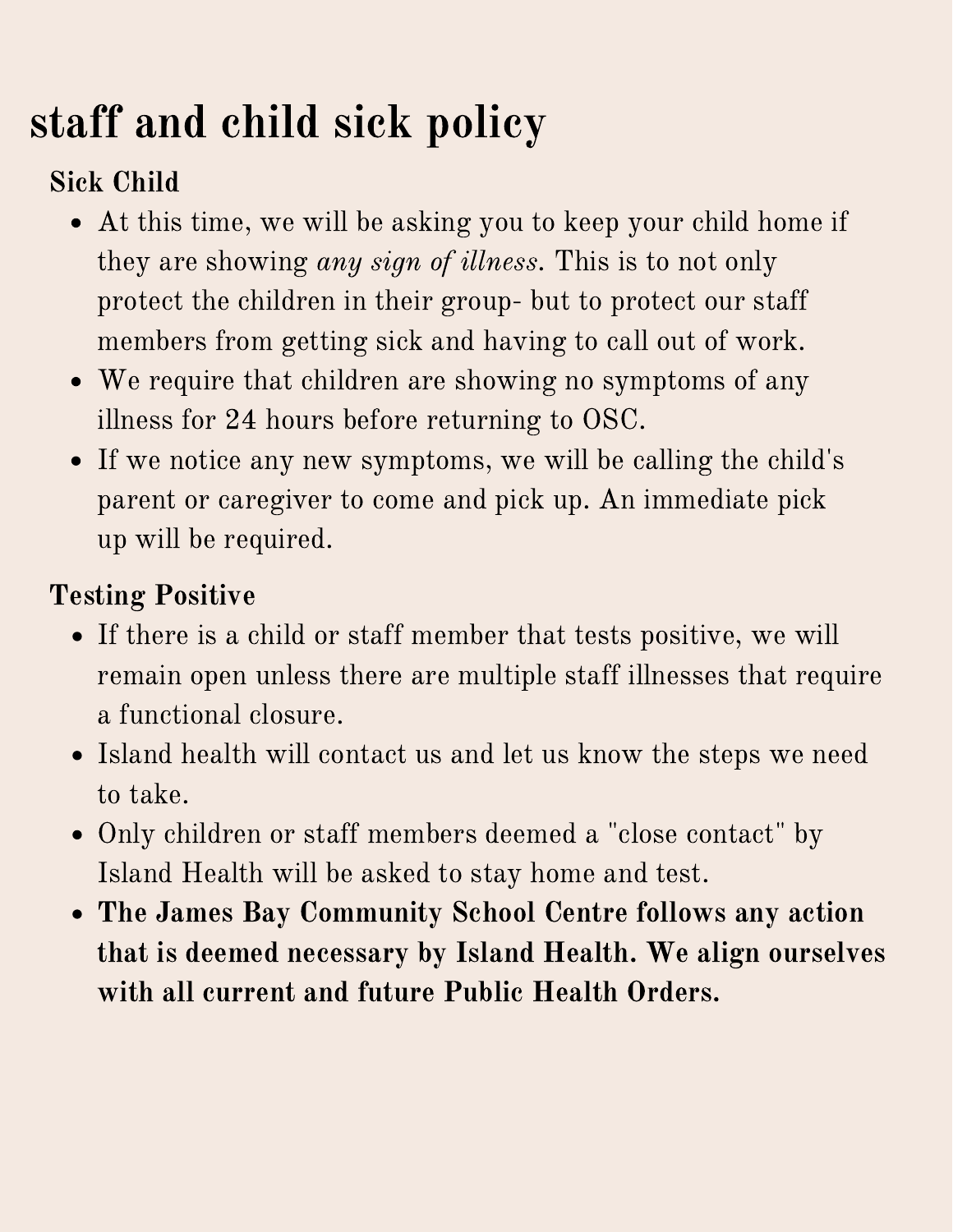# staff and child sick policy

## Sick Child

- At this time, we will be asking you to keep your child home if they are showing *any sign of illness*. This is to not only protect the children in their group- but to protect our staff members from getting sick and having to call out of work.
- We require that children are showing no symptoms of any illness for 24 hours before returning to OSC.
- If we notice any new symptoms, we will be calling the child's parent or caregiver to come and pick up. An immediate pick up will be required.

## Testing Positive

- If there is a child or staff member that tests positive, we will remain open unless there are multiple staff illnesses that require a functional closure.
- Island health will contact us and let us know the steps we need to take.
- Only children or staff members deemed a "close contact" by Island Health will be asked to stay home and test.
- **The James Bay Community School Centre follows any action that is deemed necessary by Island Health. We align ourselves with all current and future Public Health Orders.**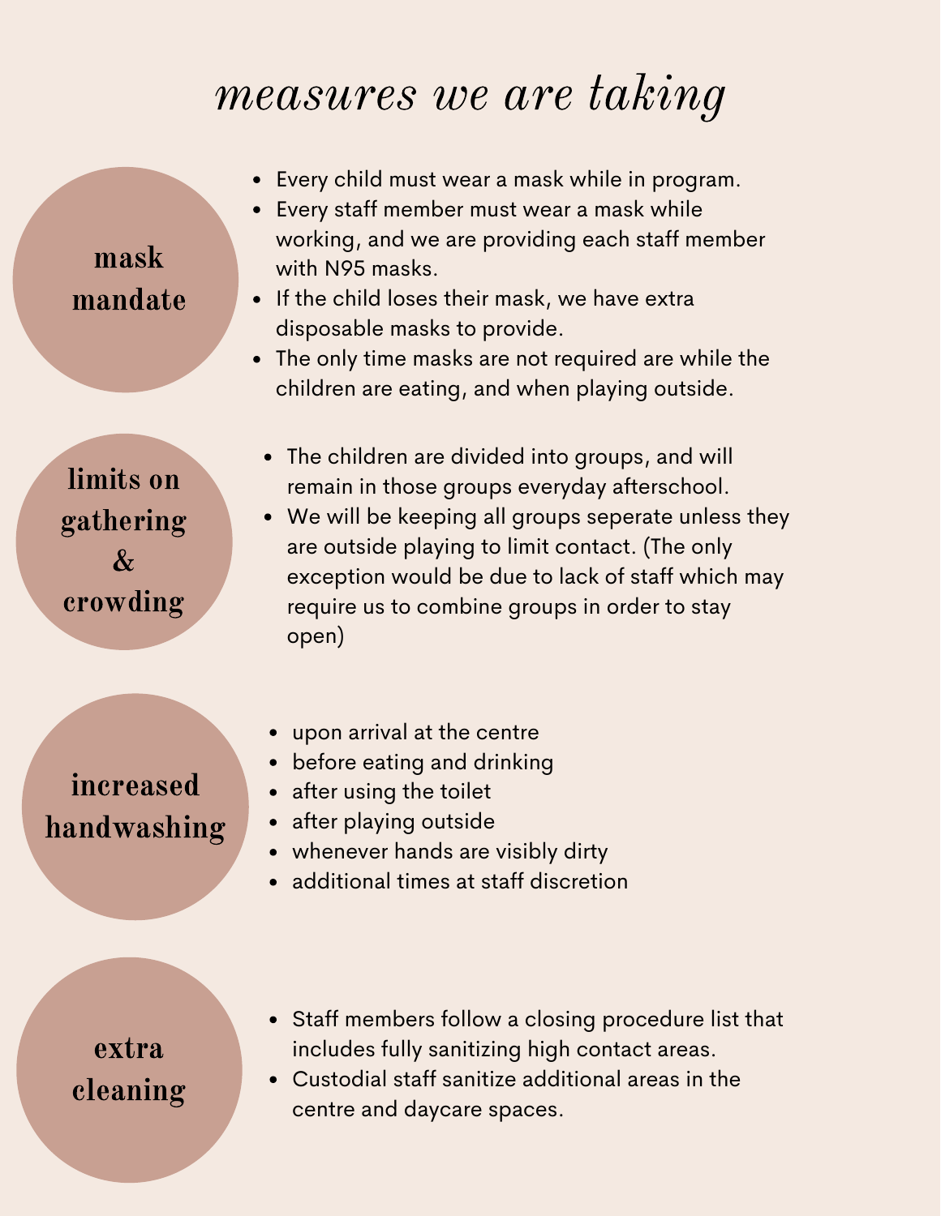# *measures we are taking*

## mask mandate

- Every child must wear a mask while in program.
- Every staff member must wear a mask while working, and we are providing each staff member with N95 masks.
- If the child loses their mask, we have extra disposable masks to provide.
- The only time masks are not required are while the children are eating, and when playing outside.

## limits on gathering & crowding

- The children are divided into groups, and will remain in those groups everyday afterschool.
- We will be keeping all groups seperate unless they are outside playing to limit contact. (The only exception would be due to lack of staff which may require us to combine groups in order to stay open)

## increased handwashing

- upon arrival at the centre
- before eating and drinking
- after using the toilet
- after playing outside
- whenever hands are visibly dirty
- additional times at staff discretion

## extra cleaning

- Staff members follow a closing procedure list that includes fully sanitizing high contact areas.
- Custodial staff sanitize additional areas in the centre and daycare spaces.